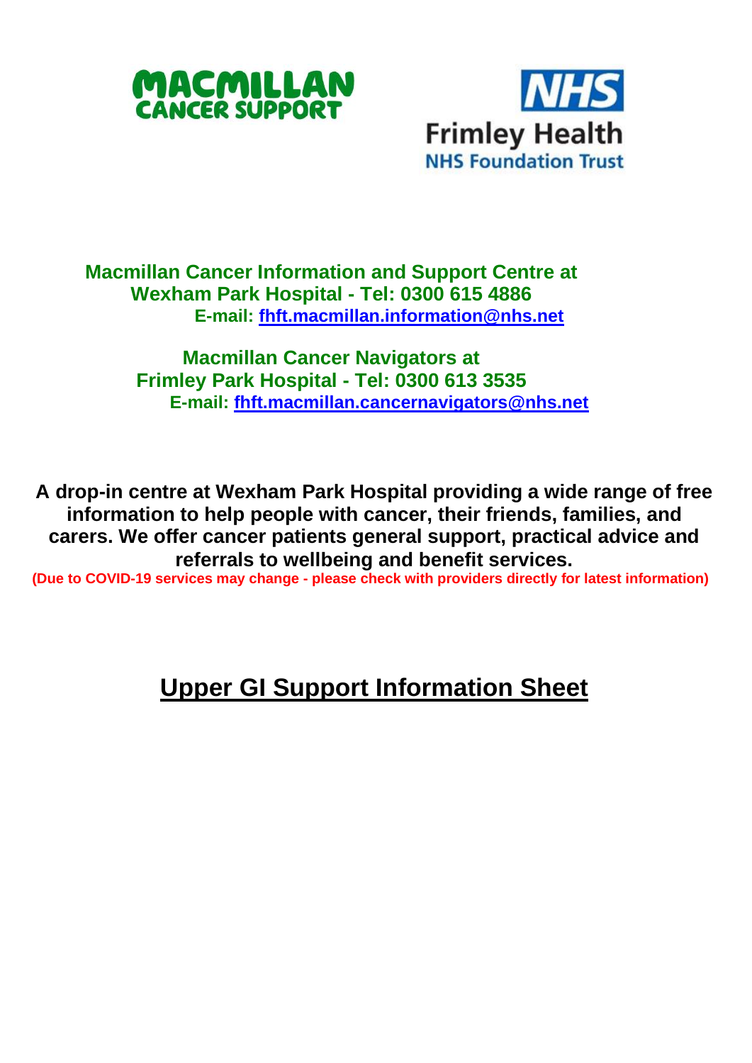**MACMILLAN CANCER SUPPORT**

**NHS Frimley Health NHS Foundation Trust**

**Macmillan Cancer Information and Support Centre at Wexham Park Hospital - Tel: 0300 615 4886**
**E-mail: fhft.macmillan.information@nhs.net**

**Macmillan Cancer Navigators at Frimley Park Hospital - Tel: 0300 613 3535**
**E-mail: fhft.macmillan.cancernavigators@nhs.net**

**A drop-in centre at Wexham Park Hospital providing a wide range of free information to help people with cancer, their friends, families, and carers. We offer cancer patients general support, practical advice and referrals to wellbeing and benefit services.**

**(Due to COVID-19 services may change - please check with providers directly for latest information)**

# Upper GI Support Information Sheet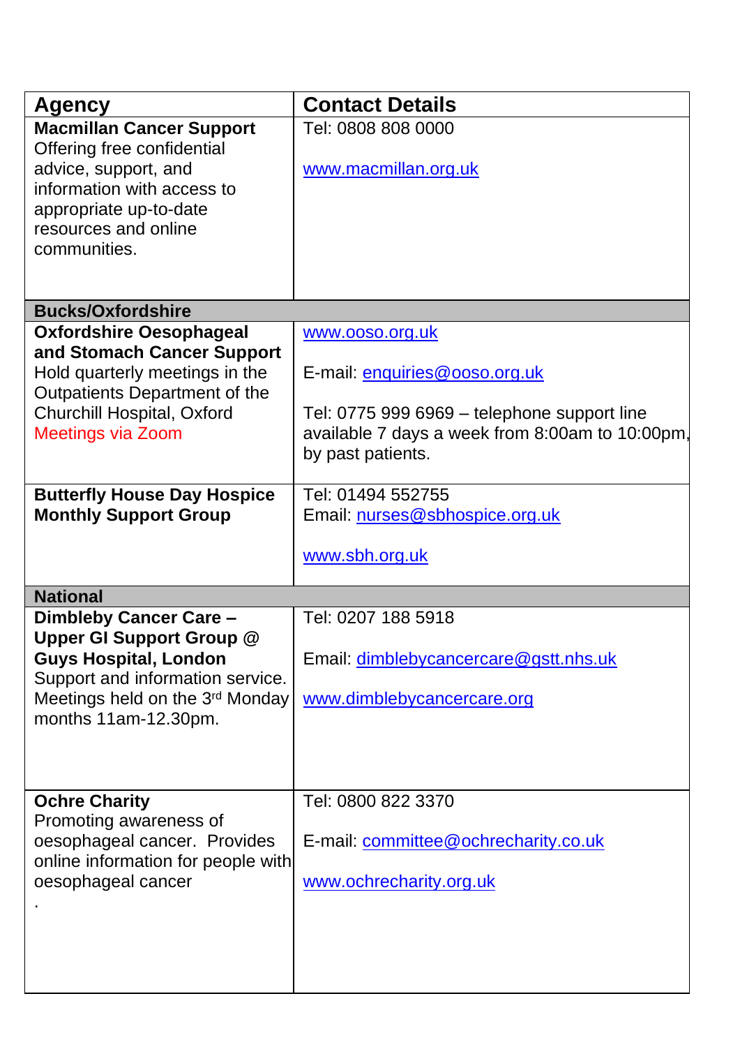| Agency | Contact Details |
|---|---|
| **Macmillan Cancer Support** Offering free confidential advice, support, and information with access to appropriate up-to-date resources and online communities. | Tel: 0808 808 0000<br><br>www.macmillan.org.uk |
| **Bucks/Oxfordshire** | |
| **Oxfordshire Oesophageal and Stomach Cancer Support** Hold quarterly meetings in the Outpatients Department of the Churchill Hospital, Oxford<br>Meetings via Zoom | www.ooso.org.uk<br><br>E-mail: enquiries@ooso.org.uk<br><br>Tel: 0775 999 6969 – telephone support line available 7 days a week from 8:00am to 10:00pm, by past patients. |
| **Butterfly House Day Hospice Monthly Support Group** | Tel: 01494 552755<br>Email: nurses@sbhospice.org.uk<br><br>www.sbh.org.uk |
| **National** | |
| **Dimbleby Cancer Care – Upper GI Support Group @ Guys Hospital, London** Support and information service. Meetings held on the 3rd Monday months 11am-12.30pm. | Tel: 0207 188 5918<br><br>Email: dimblebycancercare@gstt.nhs.uk<br><br>www.dimblebycancercare.org |
| **Ochre Charity** Promoting awareness of oesophageal cancer. Provides online information for people with oesophageal cancer<br>. | Tel: 0800 822 3370<br><br>E-mail: committee@ochrecharity.co.uk<br><br>www.ochrecharity.org.uk |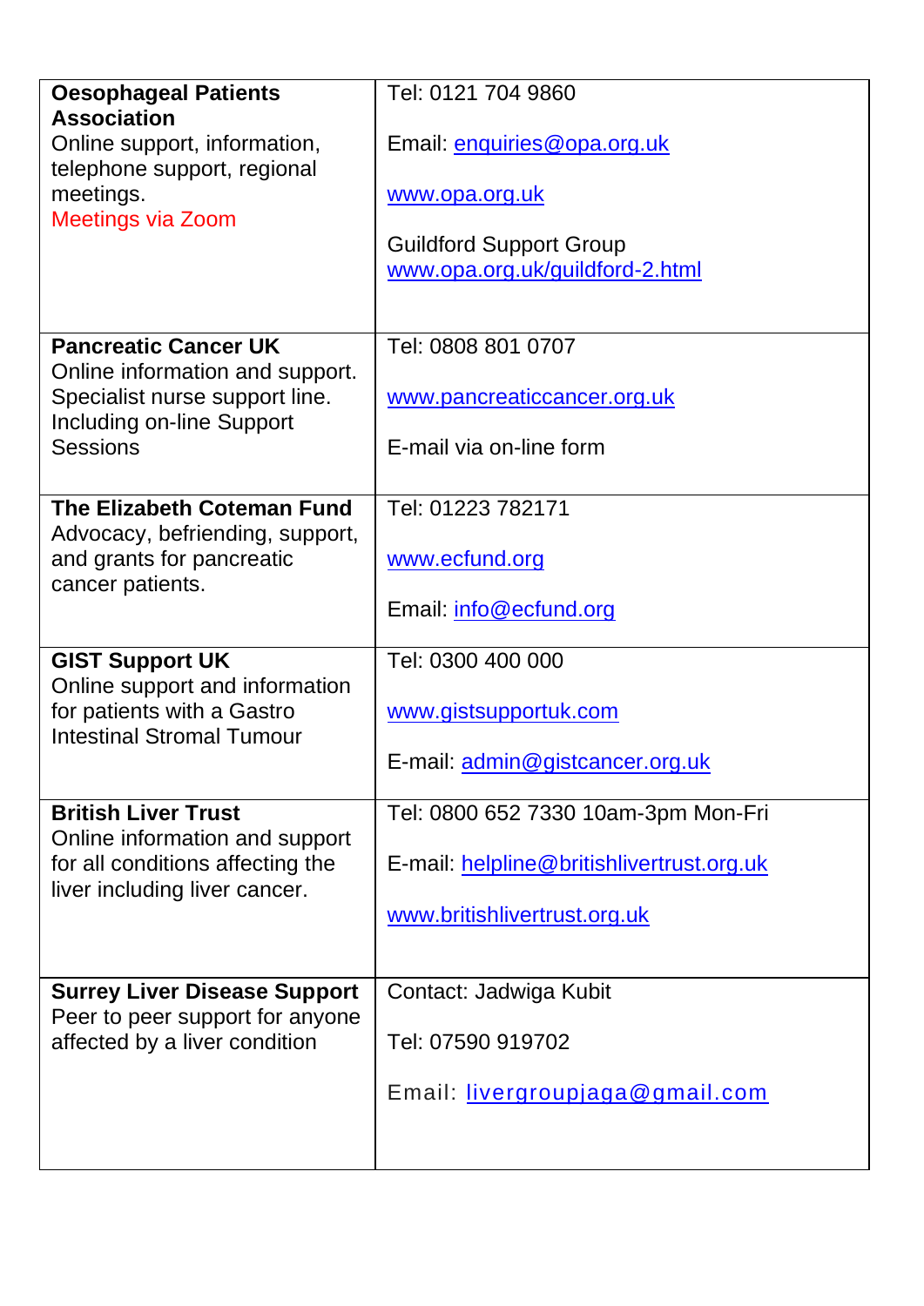| | |
|---|---|
| **Oesophageal Patients Association**<br>Online support, information, telephone support, regional meetings.<br>Meetings via Zoom | Tel: 0121 704 9860<br><br>Email: enquiries@opa.org.uk<br><br>www.opa.org.uk<br><br>Guildford Support Group<br>www.opa.org.uk/guildford-2.html |
| **Pancreatic Cancer UK**<br>Online information and support. Specialist nurse support line. Including on-line Support Sessions | Tel: 0808 801 0707<br><br>www.pancreaticcancer.org.uk<br><br>E-mail via on-line form |
| **The Elizabeth Coteman Fund**<br>Advocacy, befriending, support, and grants for pancreatic cancer patients. | Tel: 01223 782171<br><br>www.ecfund.org<br><br>Email: info@ecfund.org |
| **GIST Support UK**<br>Online support and information for patients with a Gastro Intestinal Stromal Tumour | Tel: 0300 400 000<br><br>www.gistsupportuk.com<br><br>E-mail: admin@gistcancer.org.uk |
| **British Liver Trust**<br>Online information and support for all conditions affecting the liver including liver cancer. | Tel: 0800 652 7330 10am-3pm Mon-Fri<br><br>E-mail: helpline@britishlivertrust.org.uk<br><br>www.britishlivertrust.org.uk |
| **Surrey Liver Disease Support**<br>Peer to peer support for anyone affected by a liver condition | Contact: Jadwiga Kubit<br><br>Tel: 07590 919702<br><br>Email: livergroupjaga@gmail.com |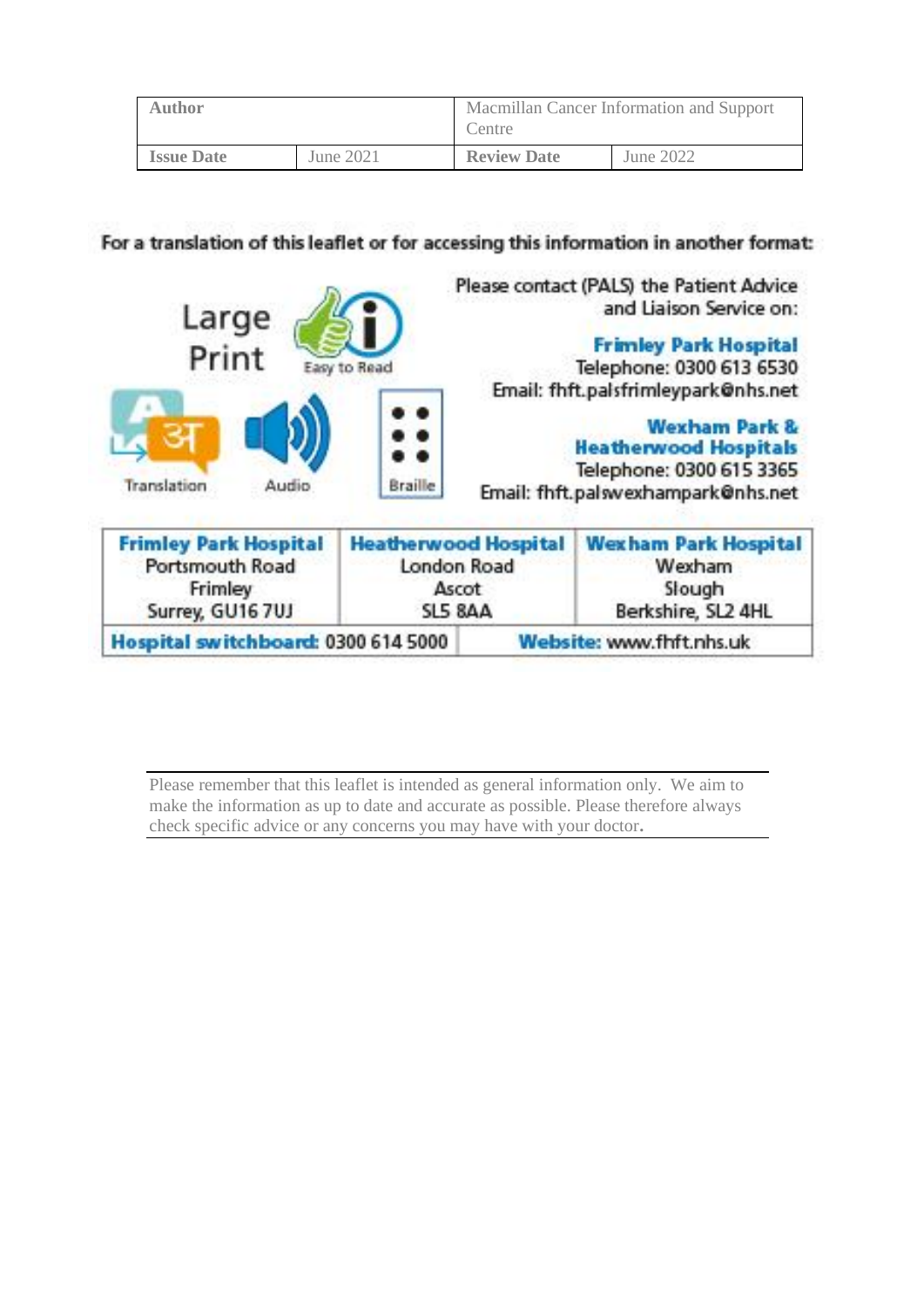| | | | |
|---|---|---|---|
| **Author** | | Macmillan Cancer Information and Support Centre | |
| **Issue Date** | June 2021 | **Review Date** | June 2022 |

**For a translation of this leaflet or for accessing this information in another format:**

Large Print

Easy to Read

Translation

Audio

Braille

Please contact (PALS) the Patient Advice and Liaison Service on:

**Frimley Park Hospital**
Telephone: 0300 613 6530
Email: fhft.palsfrimleypark@nhs.net

**Wexham Park & Heatherwood Hospitals**
Telephone: 0300 615 3365
Email: fhft.palswexhampark@nhs.net

| **Frimley Park Hospital** | **Heatherwood Hospital** | **Wexham Park Hospital** |
|---|---|---|
| Portsmouth Road<br>Frimley<br>Surrey, GU16 7UJ | London Road<br>Ascot<br>SL5 8AA | Wexham<br>Slough<br>Berkshire, SL2 4HL |
| **Hospital switchboard:** 0300 614 5000 | **Website:** www.fhft.nhs.uk | |

Please remember that this leaflet is intended as general information only. We aim to make the information as up to date and accurate as possible. Please therefore always check specific advice or any concerns you may have with your doctor.